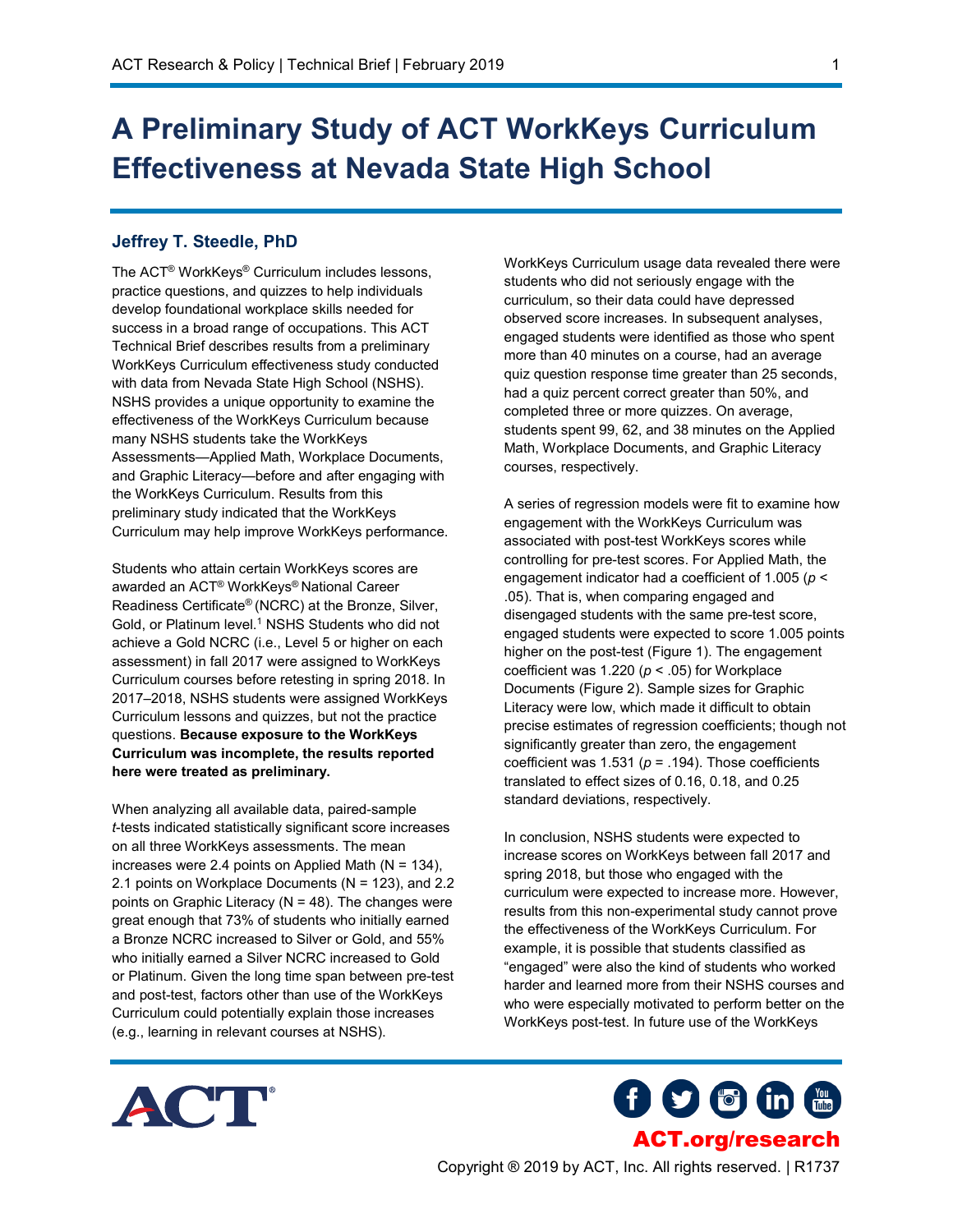# A Preliminary Study of ACT WorkKeys Curriculum Effectiveness at Nevada State High School

## Jeffrey T. Steedle, PhD

The ACT® WorkKeys® Curriculum includes lessons, practice questions, and quizzes to help individuals develop foundational workplace skills needed for success in a broad range of occupations. This ACT Technical Brief describes results from a preliminary WorkKeys Curriculum effectiveness study conducted with data from Nevada State High School (NSHS). NSHS provides a unique opportunity to examine the effectiveness of the WorkKeys Curriculum because many NSHS students take the WorkKeys Assessments—Applied Math, Workplace Documents, and Graphic Literacy—before and after engaging with the WorkKeys Curriculum. Results from this preliminary study indicated that the WorkKeys Curriculum may help improve WorkKeys performance.

Students who attain certain WorkKeys scores are awarded an ACT® WorkKeys® National Career Readiness Certificate® (NCRC) at the Bronze, Silver, Gold, or Platinum level.[1] NSHS Students who did not achieve a Gold NCRC (i.e., Level 5 or higher on each assessment) in fall 2017 were assigned to WorkKeys Curriculum courses before retesting in spring 2018. In 2017–2018, NSHS students were assigned WorkKeys Curriculum lessons and quizzes, but not the practice questions. **Because exposure to the WorkKeys Curriculum was incomplete, the results reported here were treated as preliminary.**

When analyzing all available data, paired-sample *t*-tests indicated statistically significant score increases on all three WorkKeys assessments. The mean increases were 2.4 points on Applied Math ($N = 134$), 2.1 points on Workplace Documents ($N = 123$), and 2.2 points on Graphic Literacy ($N = 48$). The changes were great enough that 73% of students who initially earned a Bronze NCRC increased to Silver or Gold, and 55% who initially earned a Silver NCRC increased to Gold or Platinum. Given the long time span between pre-test and post-test, factors other than use of the WorkKeys Curriculum could potentially explain those increases (e.g., learning in relevant courses at NSHS).

WorkKeys Curriculum usage data revealed there were students who did not seriously engage with the curriculum, so their data could have depressed observed score increases. In subsequent analyses, engaged students were identified as those who spent more than 40 minutes on a course, had an average quiz question response time greater than 25 seconds, had a quiz percent correct greater than 50%, and completed three or more quizzes. On average, students spent 99, 62, and 38 minutes on the Applied Math, Workplace Documents, and Graphic Literacy courses, respectively.

A series of regression models were fit to examine how engagement with the WorkKeys Curriculum was associated with post-test WorkKeys scores while controlling for pre-test scores. For Applied Math, the engagement indicator had a coefficient of 1.005 ($p < .05$). That is, when comparing engaged and disengaged students with the same pre-test score, engaged students were expected to score 1.005 points higher on the post-test (Figure 1). The engagement coefficient was 1.220 ($p < .05$) for Workplace Documents (Figure 2). Sample sizes for Graphic Literacy were low, which made it difficult to obtain precise estimates of regression coefficients; though not significantly greater than zero, the engagement coefficient was 1.531 ($p = .194$). Those coefficients translated to effect sizes of 0.16, 0.18, and 0.25 standard deviations, respectively.

In conclusion, NSHS students were expected to increase scores on WorkKeys between fall 2017 and spring 2018, but those who engaged with the curriculum were expected to increase more. However, results from this non-experimental study cannot prove the effectiveness of the WorkKeys Curriculum. For example, it is possible that students classified as "engaged" were also the kind of students who worked harder and learned more from their NSHS courses and who were especially motivated to perform better on the WorkKeys post-test. In future use of the WorkKeys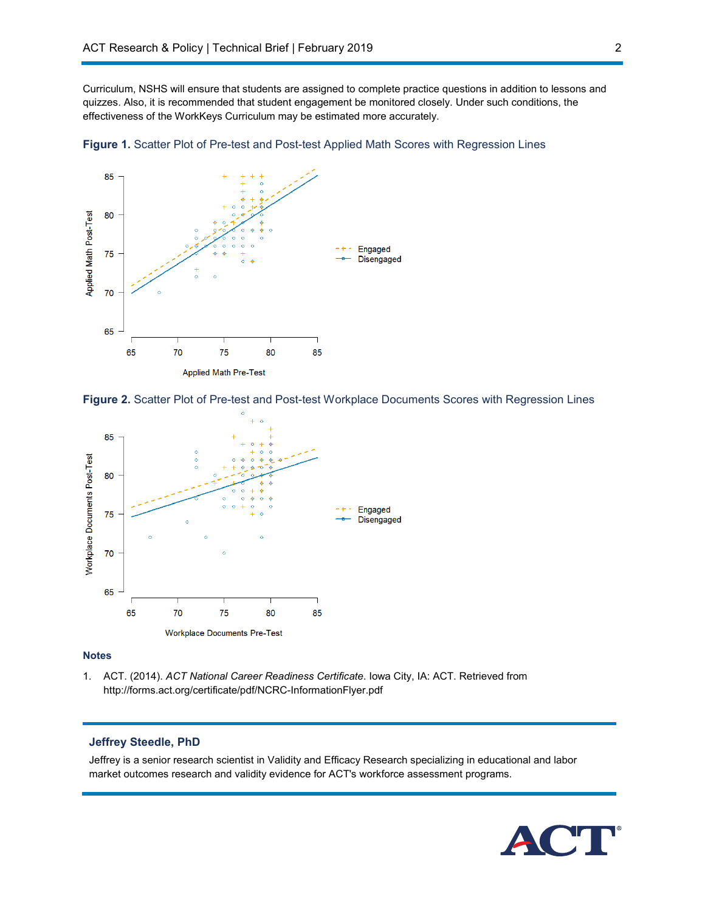Curriculum, NSHS will ensure that students are assigned to complete practice questions in addition to lessons and quizzes. Also, it is recommended that student engagement be monitored closely. Under such conditions, the effectiveness of the WorkKeys Curriculum may be estimated more accurately.

**Figure 1.** Scatter Plot of Pre-test and Post-test Applied Math Scores with Regression Lines

Applied Math Post-Test

85
80
75
70
65

65 70 75 80 85

Applied Math Pre-Test

Engaged
Disengaged

**Figure 2.** Scatter Plot of Pre-test and Post-test Workplace Documents Scores with Regression Lines

Workplace Documents Post-Test

85
80
75
70
65

65 70 75 80 85

Workplace Documents Pre-Test

Engaged
Disengaged

## Notes

1. ACT. (2014). *ACT National Career Readiness Certificate*. Iowa City, IA: ACT. Retrieved from http://forms.act.org/certificate/pdf/NCRC-InformationFlyer.pdf

### Jeffrey Steedle, PhD

Jeffrey is a senior research scientist in Validity and Efficacy Research specializing in educational and labor market outcomes research and validity evidence for ACT's workforce assessment programs.